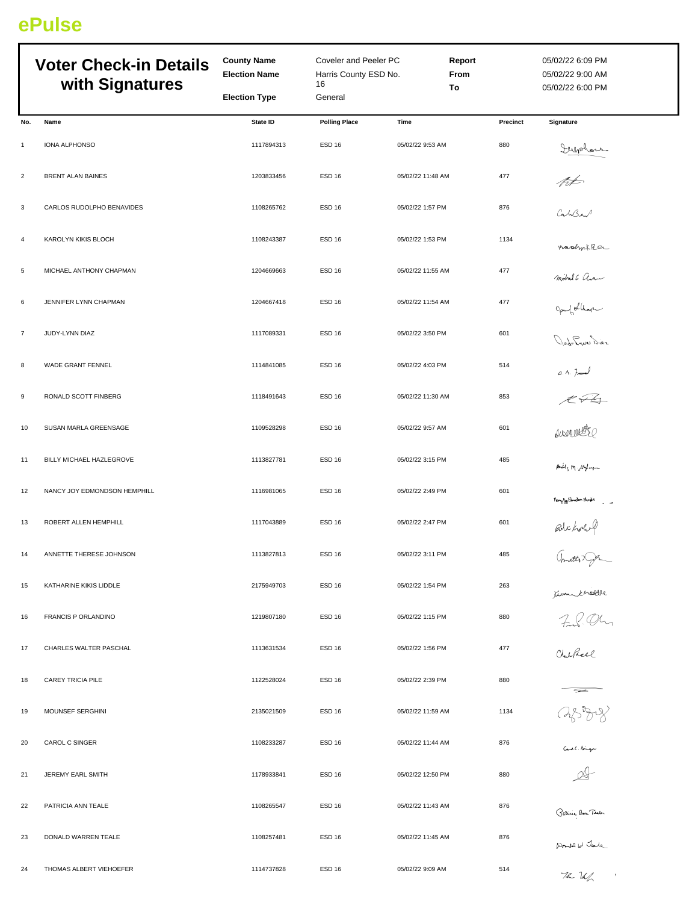ePulse

# Voter Check-in Details with Signatures

| | | | |
|---|---|---|---|
| **County Name** | Coveler and Peeler PC | **Report** | 05/02/22 6:09 PM |
| **Election Name** | Harris County ESD No. 16 | **From** | 05/02/22 9:00 AM |
| **Election Type** | General | **To** | 05/02/22 6:00 PM |

| No. | Name | State ID | Polling Place | Time | Precinct | Signature |
|---|---|---|---|---|---|---|
| 1 | IONA ALPHONSO | 1117894313 | ESD 16 | 05/02/22 9:53 AM | 880 | |
| 2 | BRENT ALAN BAINES | 1203833456 | ESD 16 | 05/02/22 11:48 AM | 477 | |
| 3 | CARLOS RUDOLPHO BENAVIDES | 1108265762 | ESD 16 | 05/02/22 1:57 PM | 876 | |
| 4 | KAROLYN KIKIS BLOCH | 1108243387 | ESD 16 | 05/02/22 1:53 PM | 1134 | |
| 5 | MICHAEL ANTHONY CHAPMAN | 1204669663 | ESD 16 | 05/02/22 11:55 AM | 477 | |
| 6 | JENNIFER LYNN CHAPMAN | 1204667418 | ESD 16 | 05/02/22 11:54 AM | 477 | |
| 7 | JUDY-LYNN DIAZ | 1117089331 | ESD 16 | 05/02/22 3:50 PM | 601 | |
| 8 | WADE GRANT FENNEL | 1114841085 | ESD 16 | 05/02/22 4:03 PM | 514 | |
| 9 | RONALD SCOTT FINBERG | 1118491643 | ESD 16 | 05/02/22 11:30 AM | 853 | |
| 10 | SUSAN MARLA GREENSAGE | 1109528298 | ESD 16 | 05/02/22 9:57 AM | 601 | |
| 11 | BILLY MICHAEL HAZLEGROVE | 1113827781 | ESD 16 | 05/02/22 3:15 PM | 485 | |
| 12 | NANCY JOY EDMONDSON HEMPHILL | 1116981065 | ESD 16 | 05/02/22 2:49 PM | 601 | |
| 13 | ROBERT ALLEN HEMPHILL | 1117043889 | ESD 16 | 05/02/22 2:47 PM | 601 | |
| 14 | ANNETTE THERESE JOHNSON | 1113827813 | ESD 16 | 05/02/22 3:11 PM | 485 | |
| 15 | KATHARINE KIKIS LIDDLE | 2175949703 | ESD 16 | 05/02/22 1:54 PM | 263 | |
| 16 | FRANCIS P ORLANDINO | 1219807180 | ESD 16 | 05/02/22 1:15 PM | 880 | |
| 17 | CHARLES WALTER PASCHAL | 1113631534 | ESD 16 | 05/02/22 1:56 PM | 477 | |
| 18 | CAREY TRICIA PILE | 1122528024 | ESD 16 | 05/02/22 2:39 PM | 880 | |
| 19 | MOUNSEF SERGHINI | 2135021509 | ESD 16 | 05/02/22 11:59 AM | 1134 | |
| 20 | CAROL C SINGER | 1108233287 | ESD 16 | 05/02/22 11:44 AM | 876 | |
| 21 | JEREMY EARL SMITH | 1178933841 | ESD 16 | 05/02/22 12:50 PM | 880 | |
| 22 | PATRICIA ANN TEALE | 1108265547 | ESD 16 | 05/02/22 11:43 AM | 876 | |
| 23 | DONALD WARREN TEALE | 1108257481 | ESD 16 | 05/02/22 11:45 AM | 876 | |
| 24 | THOMAS ALBERT VIEHOEFER | 1114737828 | ESD 16 | 05/02/22 9:09 AM | 514 | |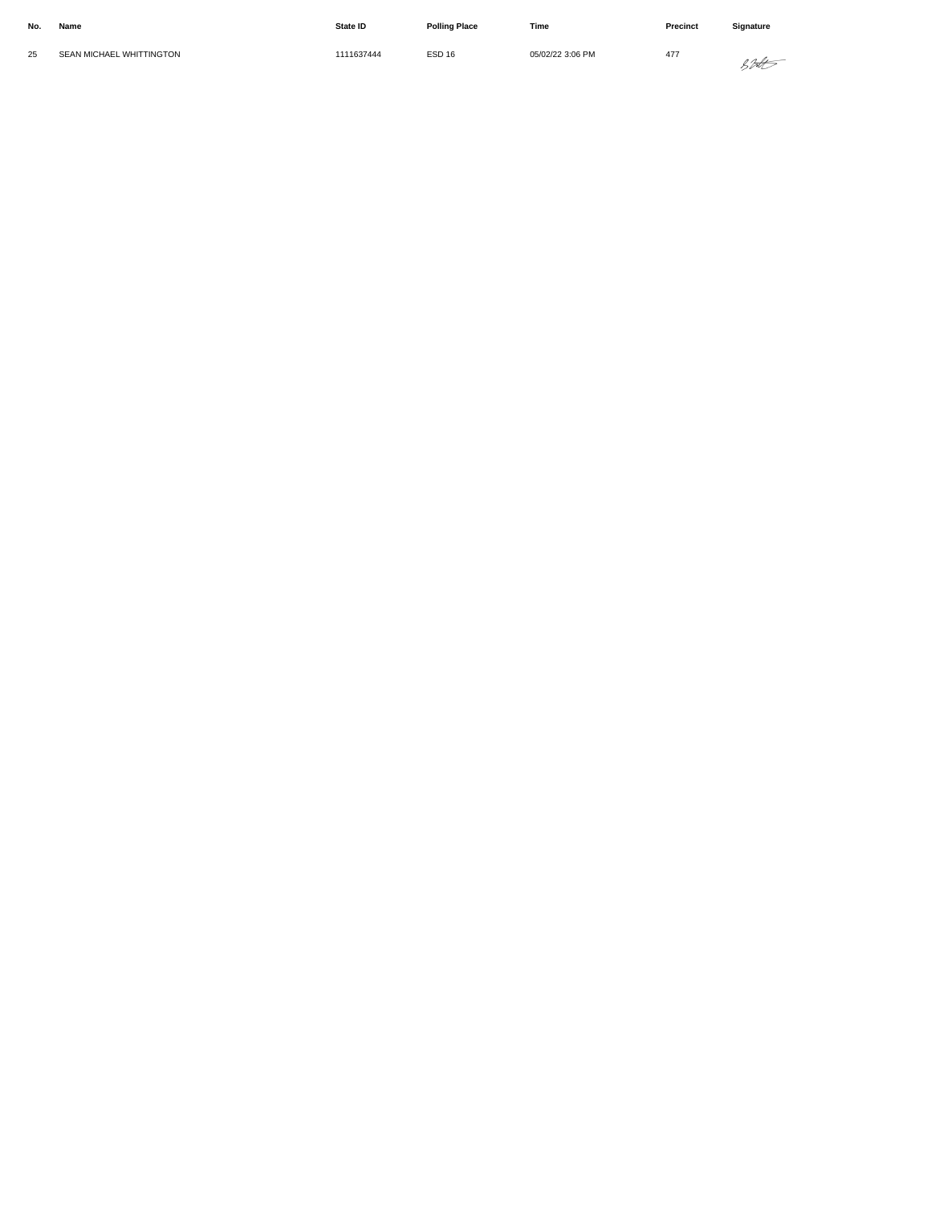| No. | Name | State ID | Polling Place | Time | Precinct | Signature |
|---|---|---|---|---|---|---|
| 25 | SEAN MICHAEL WHITTINGTON | 1111637444 | ESD 16 | 05/02/22 3:06 PM | 477 | |